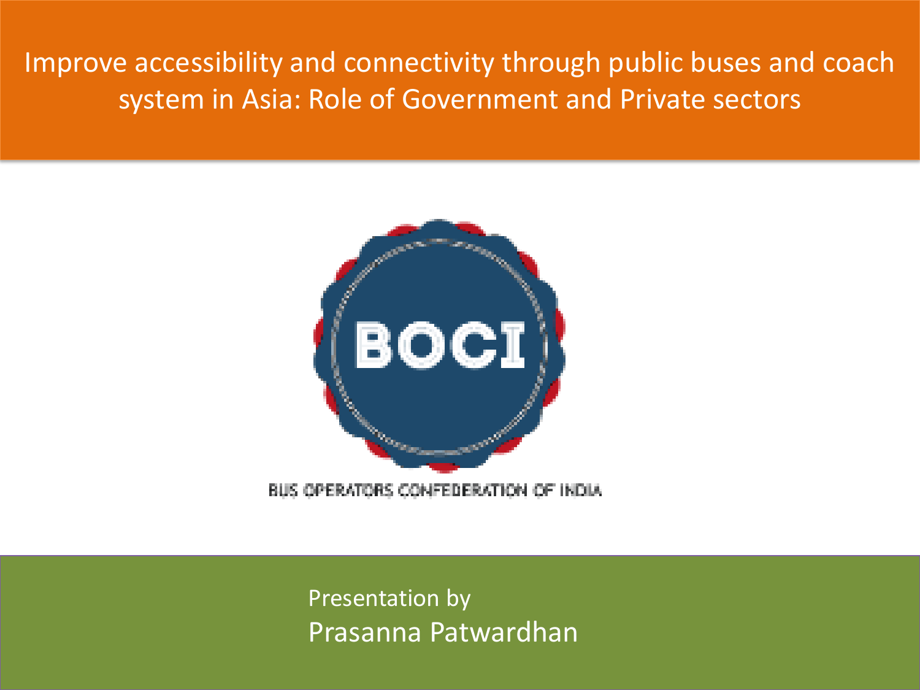# Improve accessibility and connectivity through public buses and coach system in Asia: Role of Government and Private sectors

BOCI

BUS OPERATORS CONFEDERATION OF INDIA

Presentation by

Prasanna Patwardhan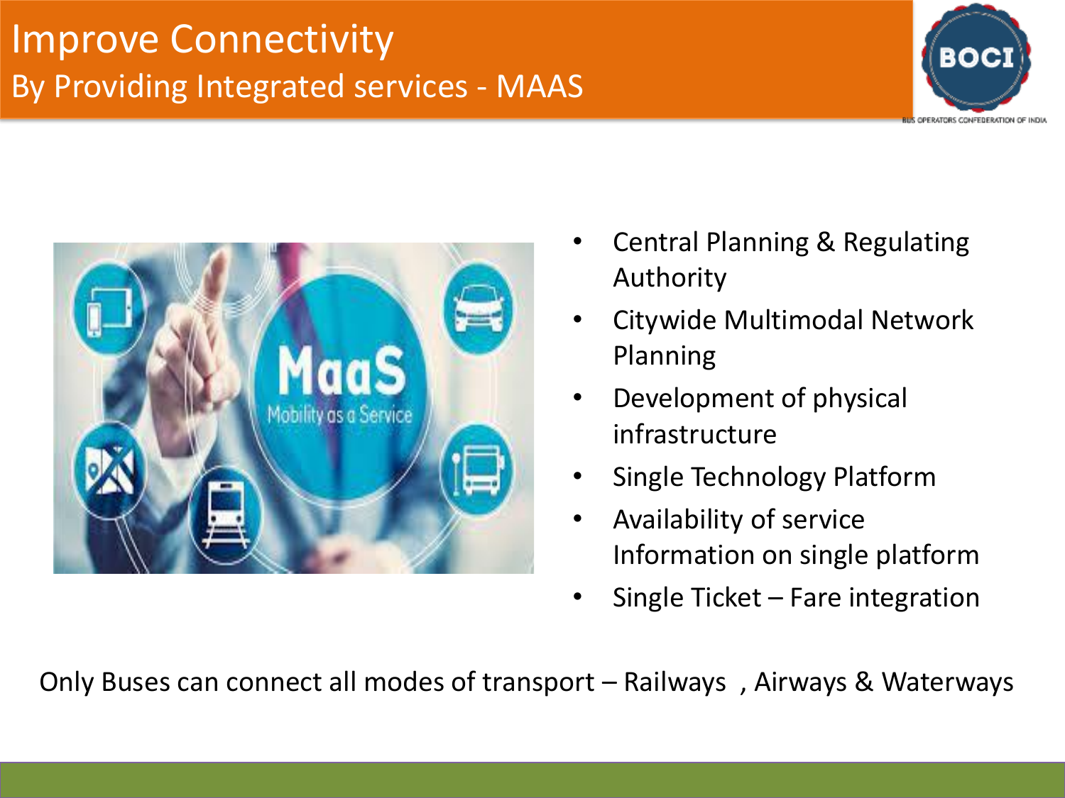# Improve Connectivity
## By Providing Integrated services - MAAS

- Central Planning & Regulating Authority
- Citywide Multimodal Network Planning
- Development of physical infrastructure
- Single Technology Platform
- Availability of service Information on single platform
- Single Ticket – Fare integration

Only Buses can connect all modes of transport – Railways , Airways & Waterways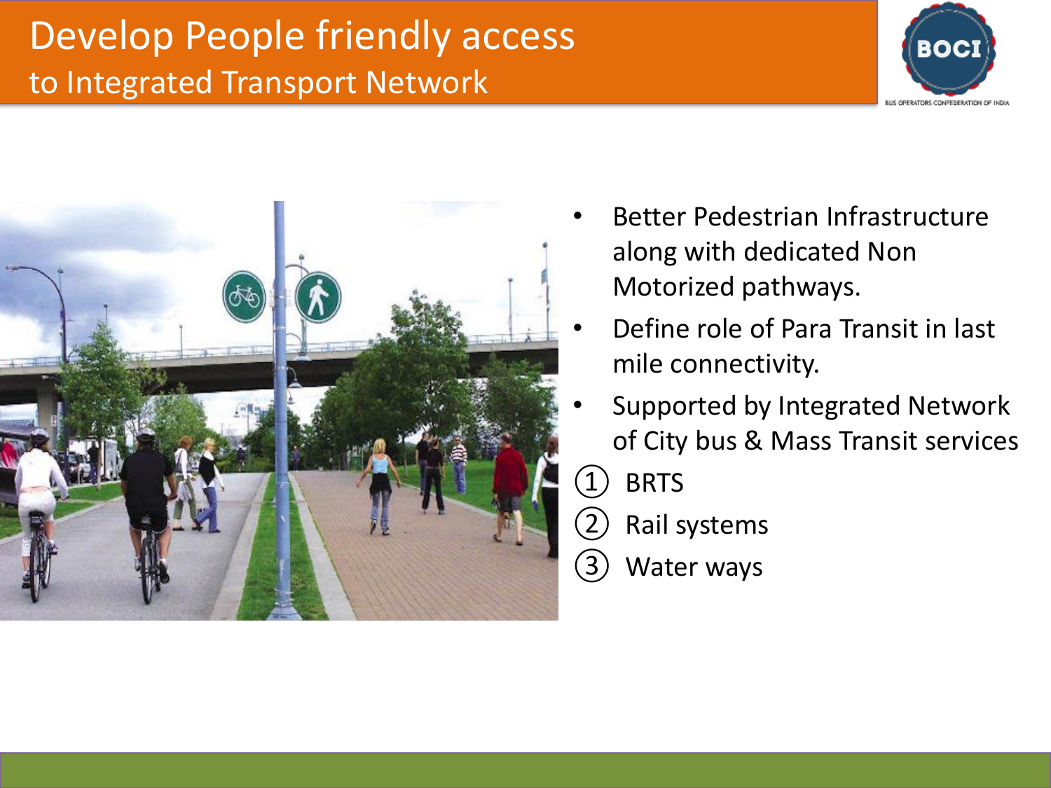# Develop People friendly access to Integrated Transport Network

- Better Pedestrian Infrastructure along with dedicated Non Motorized pathways.
- Define role of Para Transit in last mile connectivity.
- Supported by Integrated Network of City bus & Mass Transit services

① BRTS

② Rail systems

③ Water ways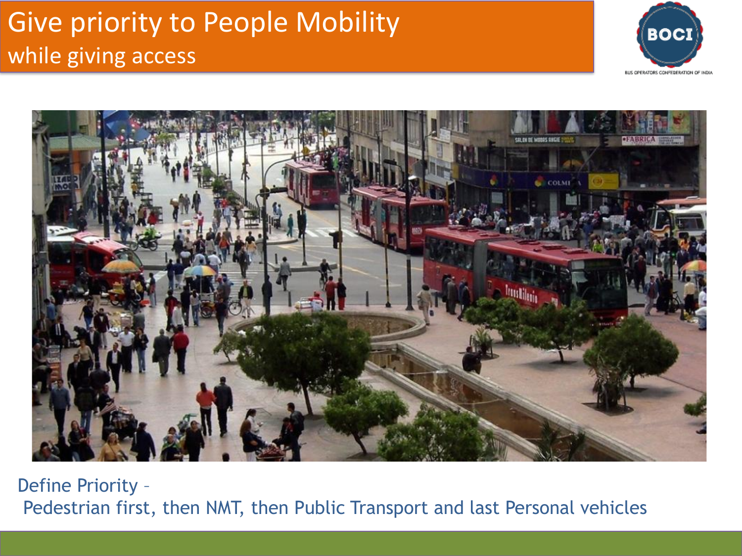# Give priority to People Mobility
## while giving access

Define Priority –
Pedestrian first, then NMT, then Public Transport and last Personal vehicles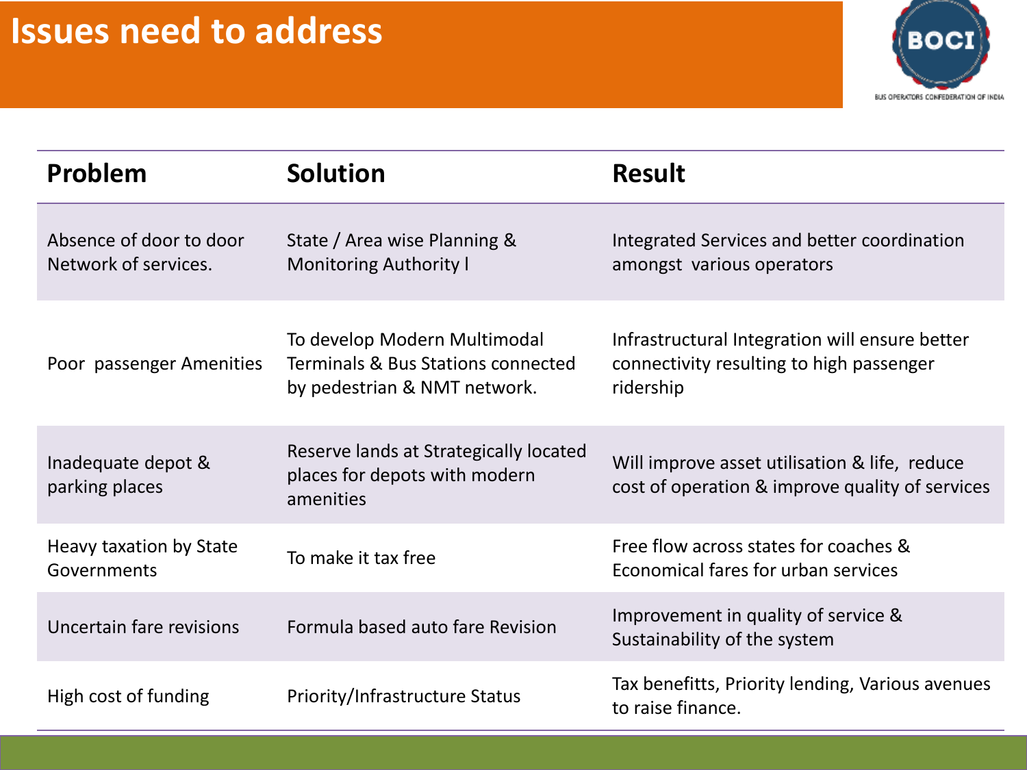# Issues need to address

| Problem | Solution | Result |
|---|---|---|
| Absence of door to door Network of services. | State / Area wise Planning & Monitoring Authority l | Integrated Services and better coordination amongst various operators |
| Poor passenger Amenities | To develop Modern Multimodal Terminals & Bus Stations connected by pedestrian & NMT network. | Infrastructural Integration will ensure better connectivity resulting to high passenger ridership |
| Inadequate depot & parking places | Reserve lands at Strategically located places for depots with modern amenities | Will improve asset utilisation & life, reduce cost of operation & improve quality of services |
| Heavy taxation by State Governments | To make it tax free | Free flow across states for coaches & Economical fares for urban services |
| Uncertain fare revisions | Formula based auto fare Revision | Improvement in quality of service & Sustainability of the system |
| High cost of funding | Priority/Infrastructure Status | Tax benefitts, Priority lending, Various avenues to raise finance. |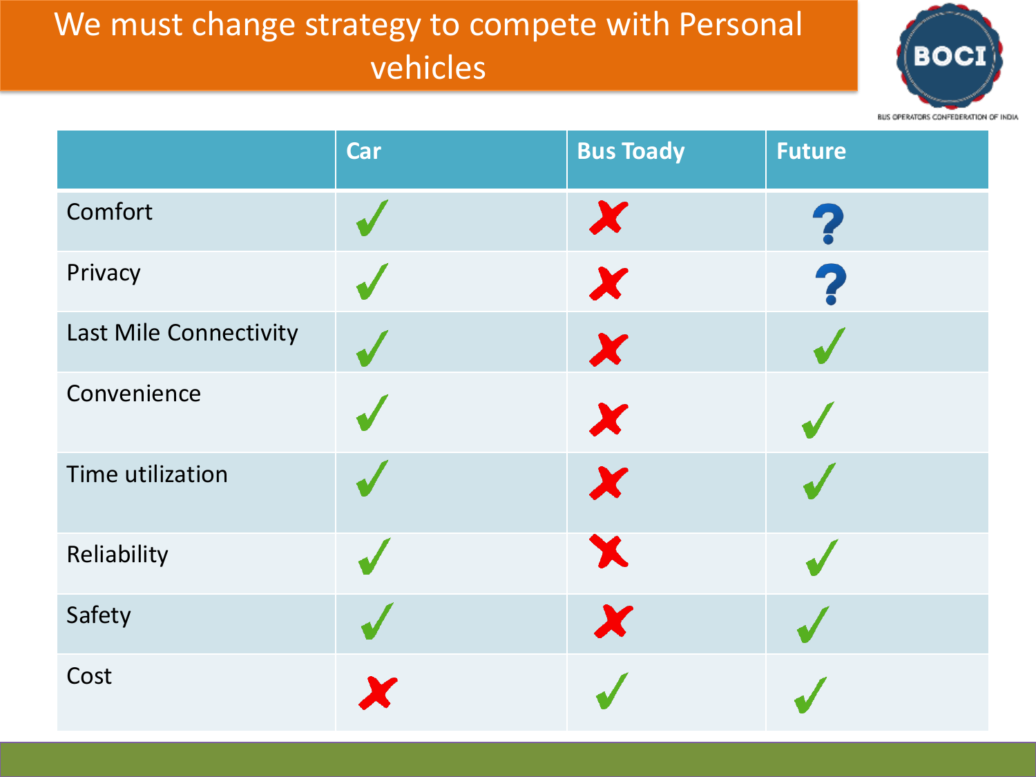# We must change strategy to compete with Personal vehicles

BOCI

BUS OPERATORS CONFEDERATION OF INDIA

| | Car | Bus Toady | Future |
|---|---|---|---|
| Comfort | ✓ | ✗ | ? |
| Privacy | ✓ | ✗ | ? |
| Last Mile Connectivity | ✓ | ✗ | ✓ |
| Convenience | ✓ | ✗ | ✓ |
| Time utilization | ✓ | ✗ | ✓ |
| Reliability | ✓ | ✗ | ✓ |
| Safety | ✓ | ✗ | ✓ |
| Cost | ✗ | ✓ | ✓ |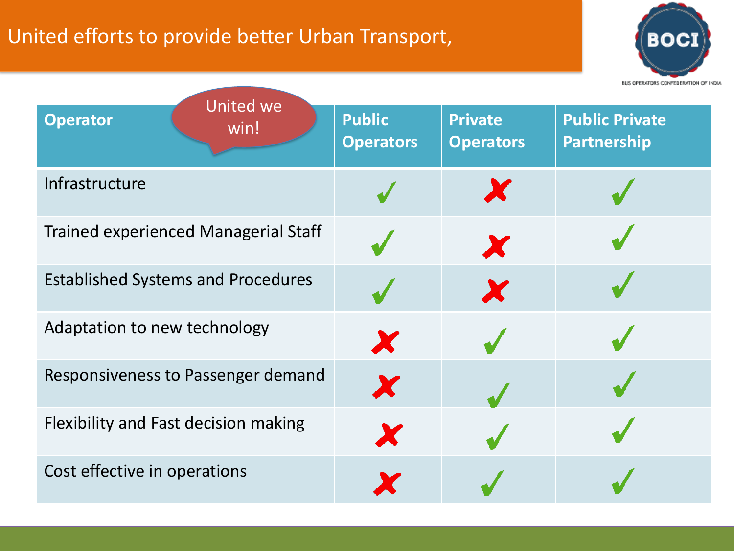# United efforts to provide better Urban Transport,

BOCI

BUS OPERATORS CONFEDERATION OF INDIA

| Operator (United we win!) | Public Operators | Private Operators | Public Private Partnership |
|---|---|---|---|
| Infrastructure | ✓ | ✗ | ✓ |
| Trained experienced Managerial Staff | ✓ | ✗ | ✓ |
| Established Systems and Procedures | ✓ | ✗ | ✓ |
| Adaptation to new technology | ✗ | ✓ | ✓ |
| Responsiveness to Passenger demand | ✗ | ✓ | ✓ |
| Flexibility and Fast decision making | ✗ | ✓ | ✓ |
| Cost effective in operations | ✗ | ✓ | ✓ |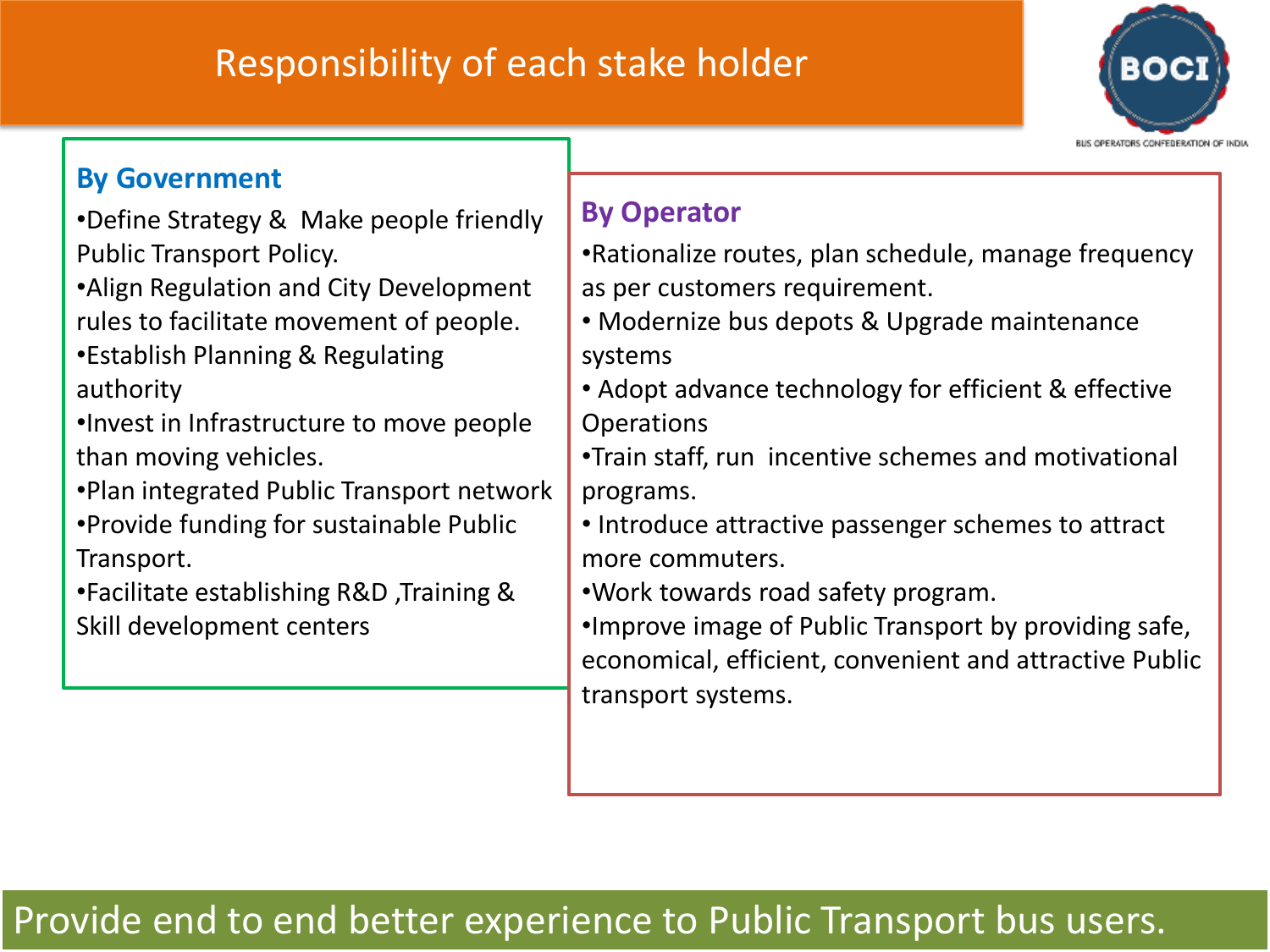# Responsibility of each stake holder

## By Government

- Define Strategy & Make people friendly Public Transport Policy.
- Align Regulation and City Development rules to facilitate movement of people.
- Establish Planning & Regulating authority
- Invest in Infrastructure to move people than moving vehicles.
- Plan integrated Public Transport network
- Provide funding for sustainable Public Transport.
- Facilitate establishing R&D ,Training & Skill development centers

## By Operator

- Rationalize routes, plan schedule, manage frequency as per customers requirement.
- Modernize bus depots & Upgrade maintenance systems
- Adopt advance technology for efficient & effective Operations
- Train staff, run incentive schemes and motivational programs.
- Introduce attractive passenger schemes to attract more commuters.
- Work towards road safety program.
- Improve image of Public Transport by providing safe, economical, efficient, convenient and attractive Public transport systems.

Provide end to end better experience to Public Transport bus users.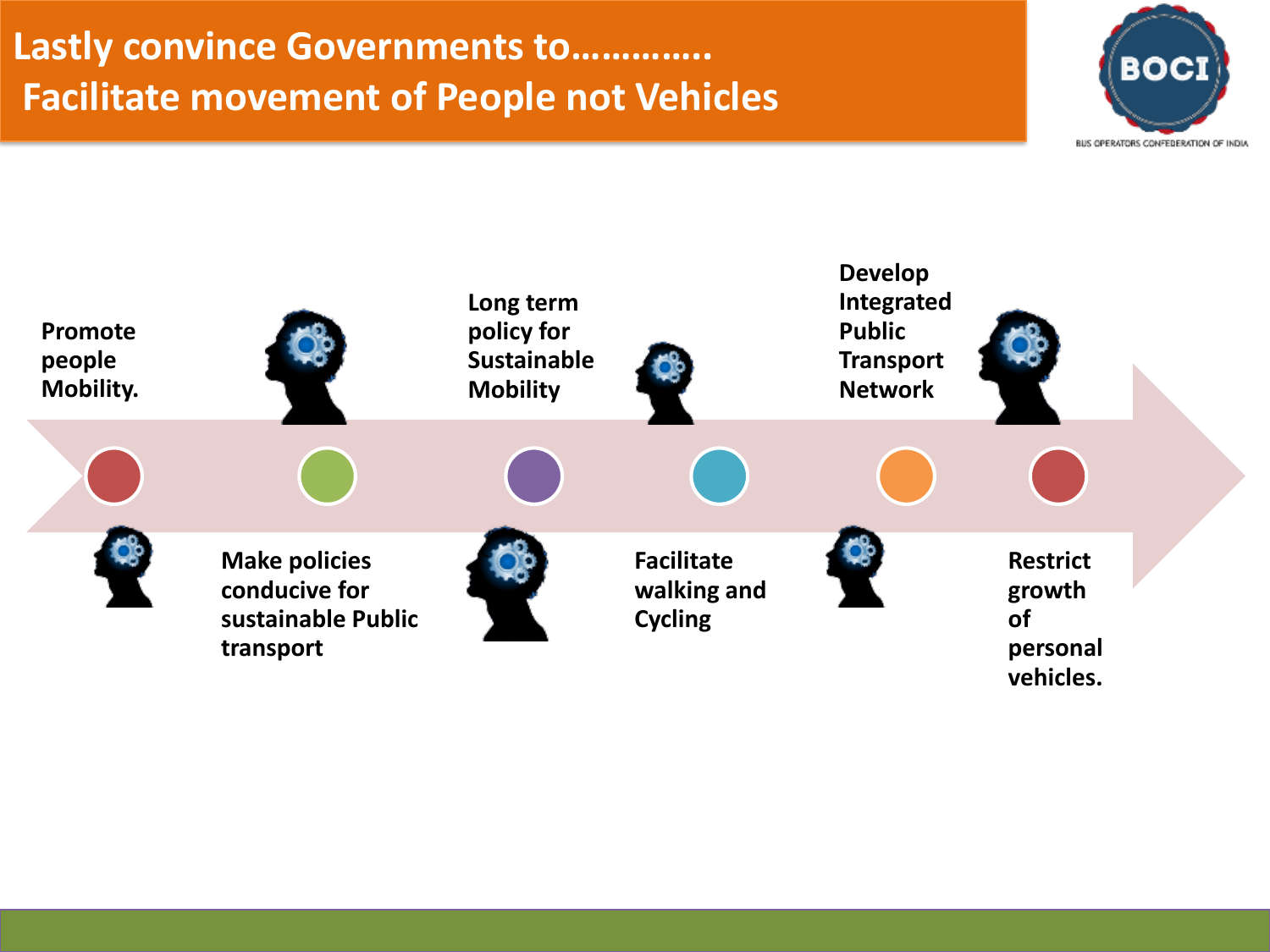# Lastly convince Governments to…………. Facilitate movement of People not Vehicles

- Promote people Mobility.
- Make policies conducive for sustainable Public transport
- Long term policy for Sustainable Mobility
- Facilitate walking and Cycling
- Develop Integrated Public Transport Network
- Restrict growth of personal vehicles.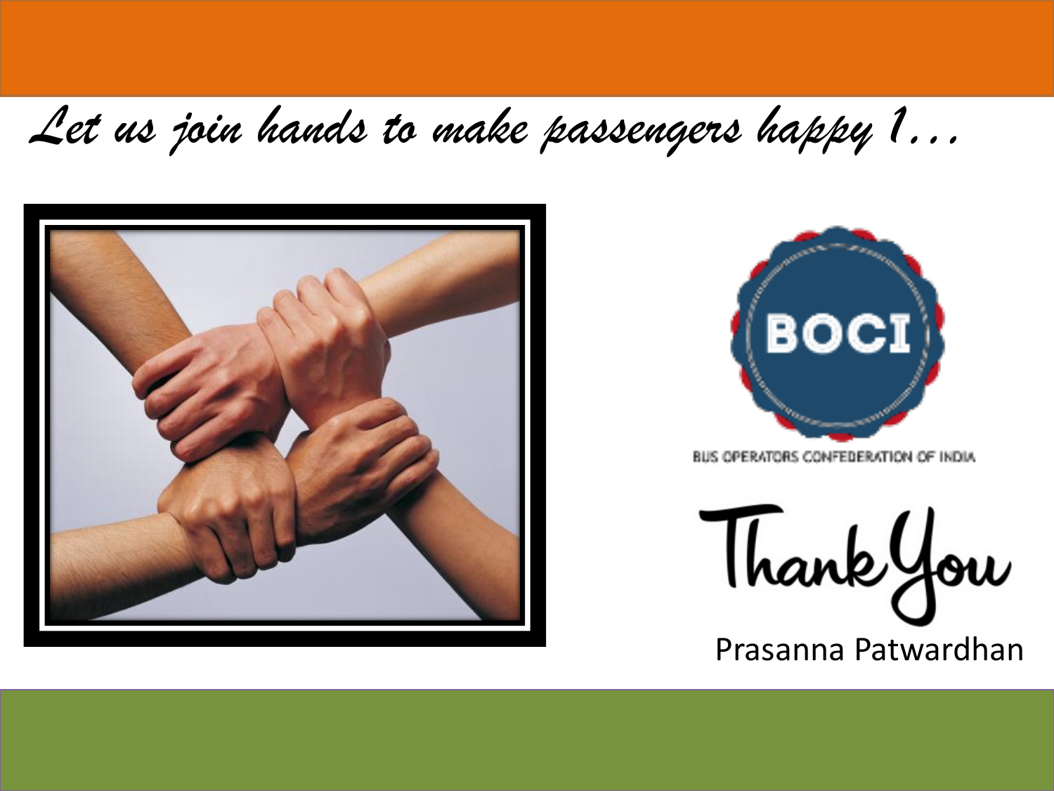*Let us join hands to make passengers happy !...*

BOCI

BUS OPERATORS CONFEDERATION OF INDIA

Thank You

Prasanna Patwardhan